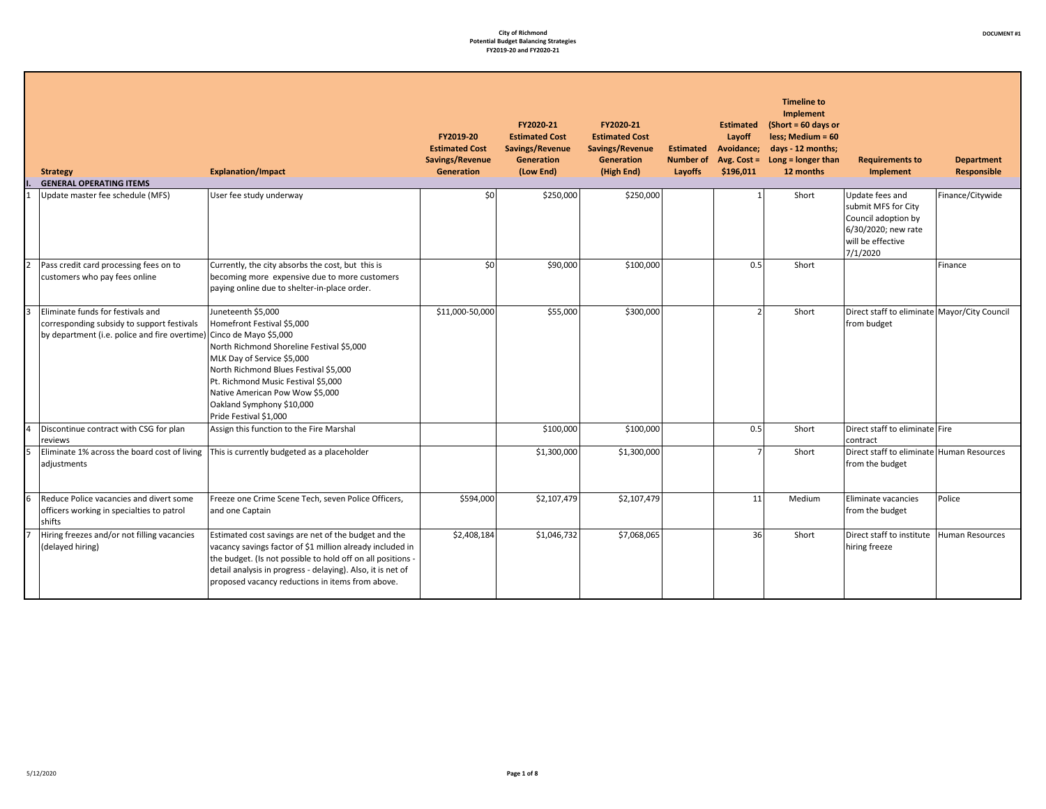City of Richmond
Potential Budget Balancing Strategies
FY2019-20 and FY2020-21

DOCUMENT #1

| | Strategy | Explanation/Impact | FY2019-20 Estimated Cost Savings/Revenue Generation | FY2020-21 Estimated Cost Savings/Revenue Generation (Low End) | FY2020-21 Estimated Cost Savings/Revenue Generation (High End) | Estimated Number of Layoffs | Estimated Layoff Avoidance; Avg. Cost = $196,011 | Timeline to Implement (Short = 60 days or less; Medium = 60 days - 12 months; Long = longer than 12 months | Requirements to Implement | Department Responsible |
|---|---|---|---|---|---|---|---|---|---|---|
| I. | GENERAL OPERATING ITEMS | | | | | | | | | |
| 1 | Update master fee schedule (MFS) | User fee study underway | $0 | $250,000 | $250,000 | | 1 | Short | Update fees and submit MFS for City Council adoption by 6/30/2020; new rate will be effective 7/1/2020 | Finance/Citywide |
| 2 | Pass credit card processing fees on to customers who pay fees online | Currently, the city absorbs the cost, but this is becoming more expensive due to more customers paying online due to shelter-in-place order. | $0 | $90,000 | $100,000 | | 0.5 | Short | | Finance |
| 3 | Eliminate funds for festivals and corresponding subsidy to support festivals by department (i.e. police and fire overtime) | Juneteenth $5,000<br>Homefront Festival $5,000<br>Cinco de Mayo $5,000<br>North Richmond Shoreline Festival $5,000<br>MLK Day of Service $5,000<br>North Richmond Blues Festival $5,000<br>Pt. Richmond Music Festival $5,000<br>Native American Pow Wow $5,000<br>Oakland Symphony $10,000<br>Pride Festival $1,000 | $11,000-50,000 | $55,000 | $300,000 | | 2 | Short | Direct staff to eliminate from budget | Mayor/City Council |
| 4 | Discontinue contract with CSG for plan reviews | Assign this function to the Fire Marshal | | $100,000 | $100,000 | | 0.5 | Short | Direct staff to eliminate contract | Fire |
| 5 | Eliminate 1% across the board cost of living adjustments | This is currently budgeted as a placeholder | | $1,300,000 | $1,300,000 | | 7 | Short | Direct staff to eliminate from the budget | Human Resources |
| 6 | Reduce Police vacancies and divert some officers working in specialties to patrol shifts | Freeze one Crime Scene Tech, seven Police Officers, and one Captain | $594,000 | $2,107,479 | $2,107,479 | | 11 | Medium | Eliminate vacancies from the budget | Police |
| 7 | Hiring freezes and/or not filling vacancies (delayed hiring) | Estimated cost savings are net of the budget and the vacancy savings factor of $1 million already included in the budget. (Is not possible to hold off on all positions - detail analysis in progress - delaying). Also, it is net of proposed vacancy reductions in items from above. | $2,408,184 | $1,046,732 | $7,068,065 | | 36 | Short | Direct staff to institute hiring freeze | Human Resources |

5/12/2020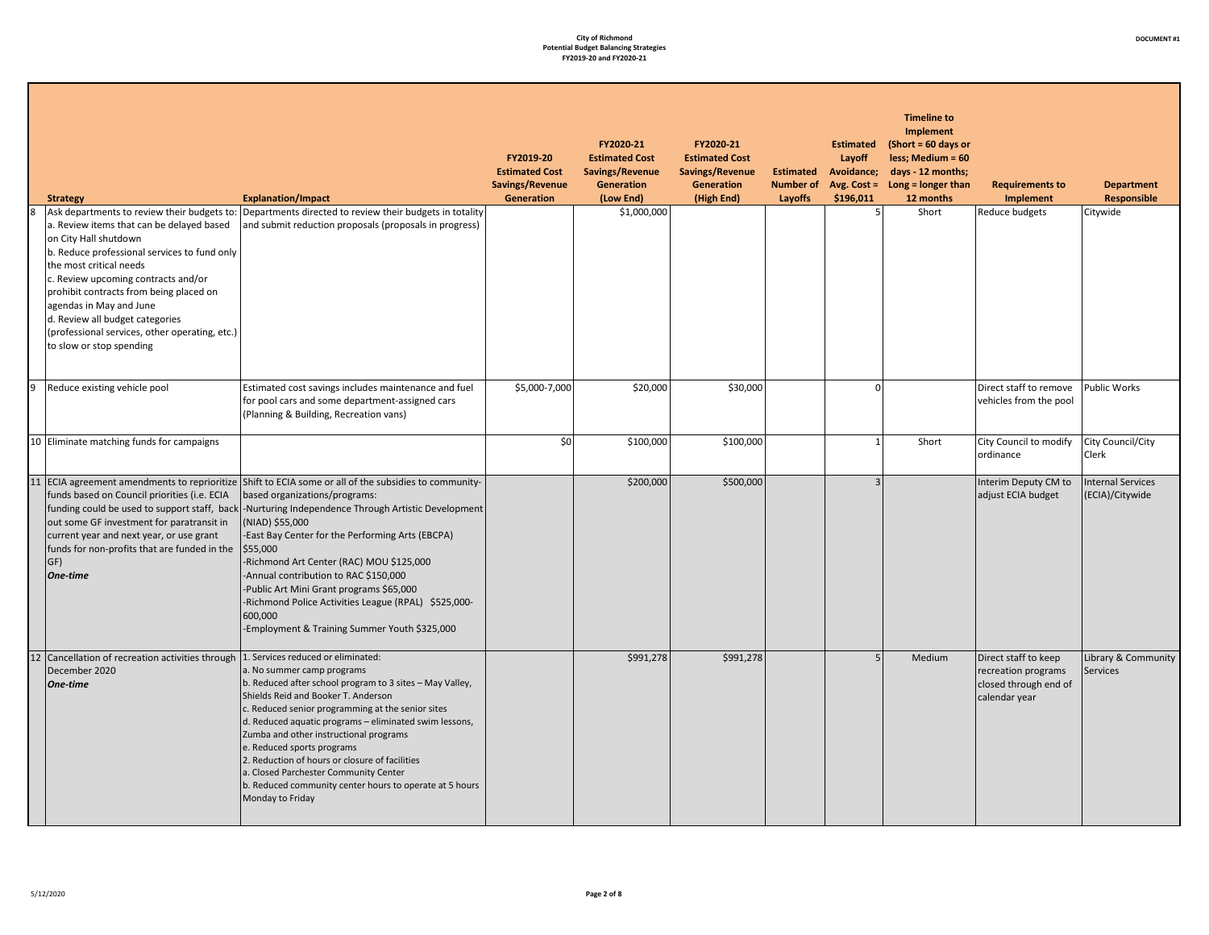**City of Richmond**
**Potential Budget Balancing Strategies**
**FY2019-20 and FY2020-21**

**DOCUMENT #1**

| | Strategy | Explanation/Impact | FY2019-20 Estimated Cost Savings/Revenue Generation | FY2020-21 Estimated Cost Savings/Revenue Generation (Low End) | FY2020-21 Estimated Cost Savings/Revenue Generation (High End) | Estimated Number of Layoffs | Estimated Layoff Avoidance; Avg. Cost = $196,011 | Timeline to Implement (Short = 60 days or less; Medium = 60 days - 12 months; Long = longer than 12 months | Requirements to Implement | Department Responsible |
|---|---|---|---|---|---|---|---|---|---|---|
| 8 | Ask departments to review their budgets to:<br>a. Review items that can be delayed based on City Hall shutdown<br>b. Reduce professional services to fund only the most critical needs<br>c. Review upcoming contracts and/or prohibit contracts from being placed on agendas in May and June<br>d. Review all budget categories (professional services, other operating, etc.) to slow or stop spending | Departments directed to review their budgets in totality and submit reduction proposals (proposals in progress) | | $1,000,000 | | | 5 | Short | Reduce budgets | Citywide |
| 9 | Reduce existing vehicle pool | Estimated cost savings includes maintenance and fuel for pool cars and some department-assigned cars (Planning & Building, Recreation vans) | $5,000-7,000 | $20,000 | $30,000 | | 0 | | Direct staff to remove vehicles from the pool | Public Works |
| 10 | Eliminate matching funds for campaigns | | $0 | $100,000 | $100,000 | | 1 | Short | City Council to modify ordinance | City Council/City Clerk |
| 11 | ECIA agreement amendments to reprioritize funds based on Council priorities (i.e. ECIA funding could be used to support staff, back out some GF investment for paratransit in current year and next year, or use grant funds for non-profits that are funded in the GF)<br>***One-time*** | Shift to ECIA some or all of the subsidies to community-based organizations/programs:<br>-Nurturing Independence Through Artistic Development (NIAD) $55,000<br>-East Bay Center for the Performing Arts (EBCPA) $55,000<br>-Richmond Art Center (RAC) MOU $125,000<br>-Annual contribution to RAC $150,000<br>-Public Art Mini Grant programs $65,000<br>-Richmond Police Activities League (RPAL) $525,000-600,000<br>-Employment & Training Summer Youth $325,000 | | $200,000 | $500,000 | | 3 | | Interim Deputy CM to adjust ECIA budget | Internal Services (ECIA)/Citywide |
| 12 | Cancellation of recreation activities through December 2020<br>***One-time*** | 1. Services reduced or eliminated:<br>a. No summer camp programs<br>b. Reduced after school program to 3 sites – May Valley, Shields Reid and Booker T. Anderson<br>c. Reduced senior programming at the senior sites<br>d. Reduced aquatic programs – eliminated swim lessons, Zumba and other instructional programs<br>e. Reduced sports programs<br>2. Reduction of hours or closure of facilities<br>a. Closed Parchester Community Center<br>b. Reduced community center hours to operate at 5 hours Monday to Friday | | $991,278 | $991,278 | | 5 | Medium | Direct staff to keep recreation programs closed through end of calendar year | Library & Community Services |

5/12/2020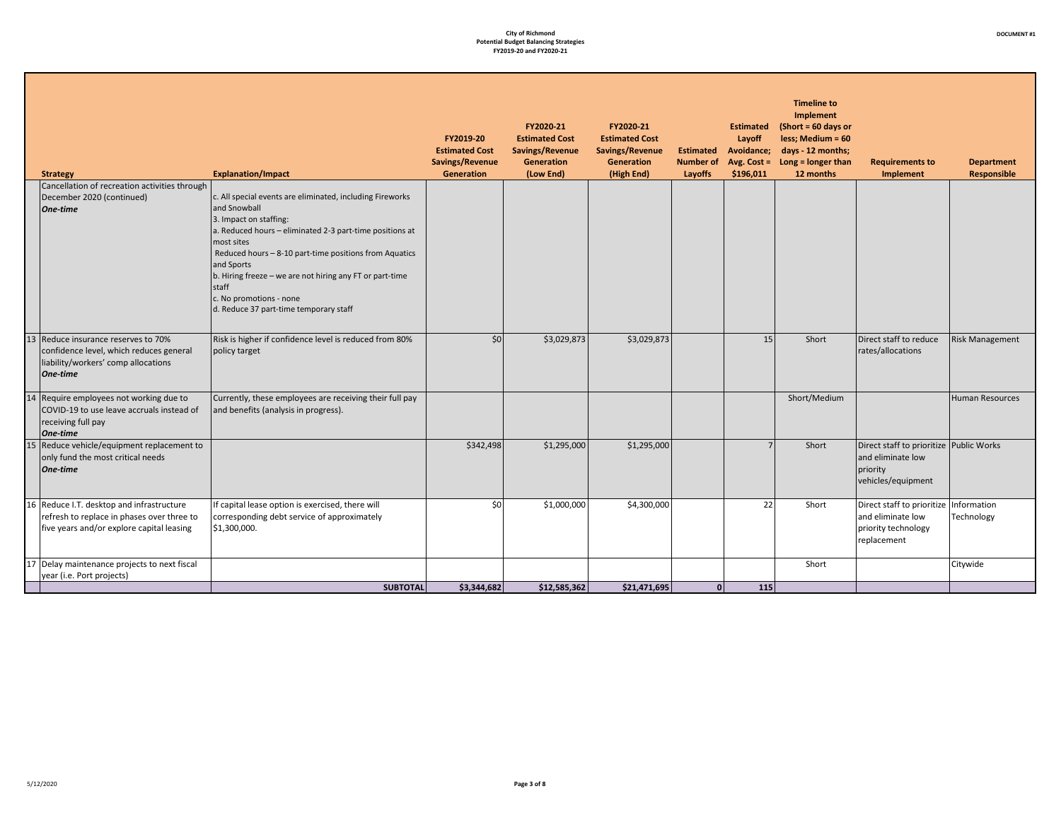**City of Richmond**
**Potential Budget Balancing Strategies**
**FY2019-20 and FY2020-21**

**DOCUMENT #1**

| | Strategy | Explanation/Impact | FY2019-20 Estimated Cost Savings/Revenue Generation | FY2020-21 Estimated Cost Savings/Revenue Generation (Low End) | FY2020-21 Estimated Cost Savings/Revenue Generation (High End) | Estimated Number of Layoffs | Estimated Layoff Avoidance; Avg. Cost = $196,011 | Timeline to Implement (Short = 60 days or less; Medium = 60 days - 12 months; Long = longer than 12 months | Requirements to Implement | Department Responsible |
|---|---|---|---|---|---|---|---|---|---|---|
| | Cancellation of recreation activities through December 2020 (continued) ***One-time*** | c. All special events are eliminated, including Fireworks and Snowball<br>3. Impact on staffing:<br>a. Reduced hours – eliminated 2-3 part-time positions at most sites<br>Reduced hours – 8-10 part-time positions from Aquatics and Sports<br>b. Hiring freeze – we are not hiring any FT or part-time staff<br>c. No promotions - none<br>d. Reduce 37 part-time temporary staff | | | | | | | | |
| 13 | Reduce insurance reserves to 70% confidence level, which reduces general liability/workers' comp allocations ***One-time*** | Risk is higher if confidence level is reduced from 80% policy target | $0 | $3,029,873 | $3,029,873 | | 15 | Short | Direct staff to reduce rates/allocations | Risk Management |
| 14 | Require employees not working due to COVID-19 to use leave accruals instead of receiving full pay ***One-time*** | Currently, these employees are receiving their full pay and benefits (analysis in progress). | | | | | | Short/Medium | | Human Resources |
| 15 | Reduce vehicle/equipment replacement to only fund the most critical needs ***One-time*** | | $342,498 | $1,295,000 | $1,295,000 | | 7 | Short | Direct staff to prioritize and eliminate low priority vehicles/equipment | Public Works |
| 16 | Reduce I.T. desktop and infrastructure refresh to replace in phases over three to five years and/or explore capital leasing | If capital lease option is exercised, there will corresponding debt service of approximately $1,300,000. | $0 | $1,000,000 | $4,300,000 | | 22 | Short | Direct staff to prioritize and eliminate low priority technology replacement | Information Technology |
| 17 | Delay maintenance projects to next fiscal year (i.e. Port projects) | | | | | | | Short | | Citywide |
| | | **SUBTOTAL** | **$3,344,682** | **$12,585,362** | **$21,471,695** | **0** | **115** | | | |

5/12/2020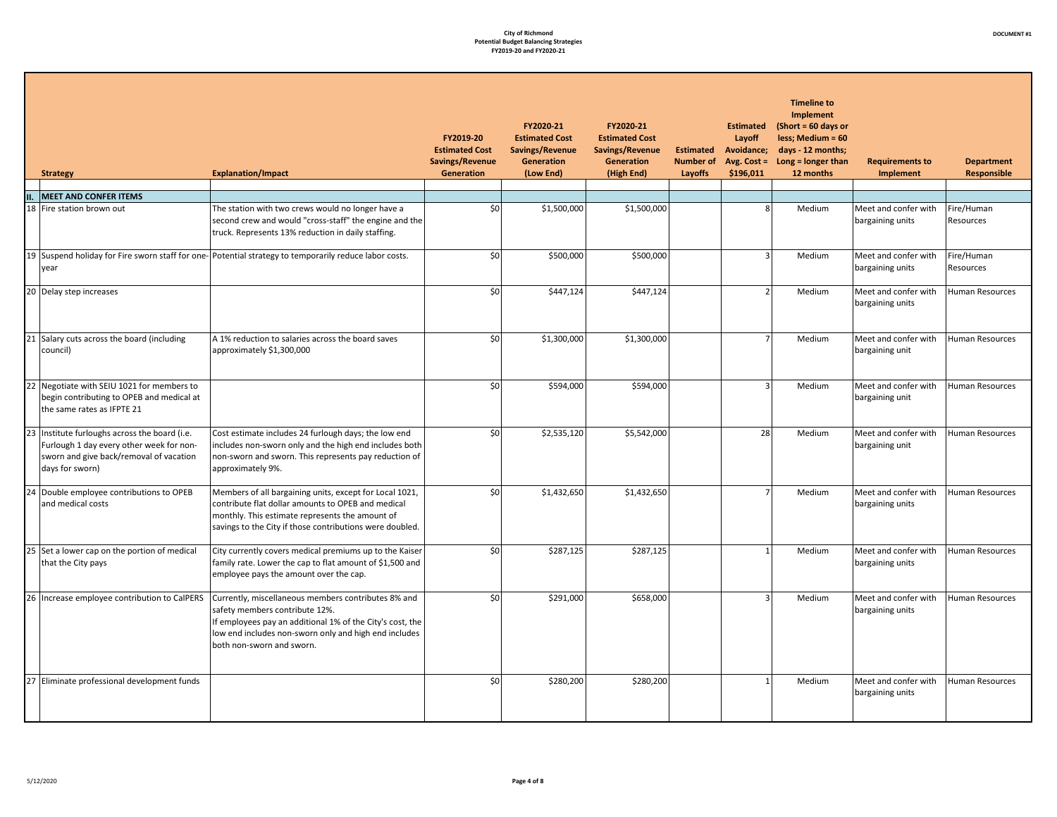City of Richmond
Potential Budget Balancing Strategies
FY2019-20 and FY2020-21

DOCUMENT #1

| | Strategy | Explanation/Impact | FY2019-20 Estimated Cost Savings/Revenue Generation | FY2020-21 Estimated Cost Savings/Revenue Generation (Low End) | FY2020-21 Estimated Cost Savings/Revenue Generation (High End) | Estimated Number of Layoffs | Estimated Layoff Avoidance; Avg. Cost = $196,011 | Timeline to Implement (Short = 60 days or less; Medium = 60 days - 12 months; Long = longer than 12 months | Requirements to Implement | Department Responsible |
|---|---|---|---|---|---|---|---|---|---|---|
| II. | MEET AND CONFER ITEMS | | | | | | | | | |
| 18 | Fire station brown out | The station with two crews would no longer have a second crew and would "cross-staff" the engine and the truck. Represents 13% reduction in daily staffing. | $0 | $1,500,000 | $1,500,000 | | 8 | Medium | Meet and confer with bargaining units | Fire/Human Resources |
| 19 | Suspend holiday for Fire sworn staff for one-year | Potential strategy to temporarily reduce labor costs. | $0 | $500,000 | $500,000 | | 3 | Medium | Meet and confer with bargaining units | Fire/Human Resources |
| 20 | Delay step increases | | $0 | $447,124 | $447,124 | | 2 | Medium | Meet and confer with bargaining units | Human Resources |
| 21 | Salary cuts across the board (including council) | A 1% reduction to salaries across the board saves approximately $1,300,000 | $0 | $1,300,000 | $1,300,000 | | 7 | Medium | Meet and confer with bargaining unit | Human Resources |
| 22 | Negotiate with SEIU 1021 for members to begin contributing to OPEB and medical at the same rates as IFPTE 21 | | $0 | $594,000 | $594,000 | | 3 | Medium | Meet and confer with bargaining unit | Human Resources |
| 23 | Institute furloughs across the board (i.e. Furlough 1 day every other week for non-sworn and give back/removal of vacation days for sworn) | Cost estimate includes 24 furlough days; the low end includes non-sworn only and the high end includes both non-sworn and sworn. This represents pay reduction of approximately 9%. | $0 | $2,535,120 | $5,542,000 | | 28 | Medium | Meet and confer with bargaining unit | Human Resources |
| 24 | Double employee contributions to OPEB and medical costs | Members of all bargaining units, except for Local 1021, contribute flat dollar amounts to OPEB and medical monthly. This estimate represents the amount of savings to the City if those contributions were doubled. | $0 | $1,432,650 | $1,432,650 | | 7 | Medium | Meet and confer with bargaining units | Human Resources |
| 25 | Set a lower cap on the portion of medical that the City pays | City currently covers medical premiums up to the Kaiser family rate. Lower the cap to flat amount of $1,500 and employee pays the amount over the cap. | $0 | $287,125 | $287,125 | | 1 | Medium | Meet and confer with bargaining units | Human Resources |
| 26 | Increase employee contribution to CalPERS | Currently, miscellaneous members contributes 8% and safety members contribute 12%. If employees pay an additional 1% of the City's cost, the low end includes non-sworn only and high end includes both non-sworn and sworn. | $0 | $291,000 | $658,000 | | 3 | Medium | Meet and confer with bargaining units | Human Resources |
| 27 | Eliminate professional development funds | | $0 | $280,200 | $280,200 | | 1 | Medium | Meet and confer with bargaining units | Human Resources |

5/12/2020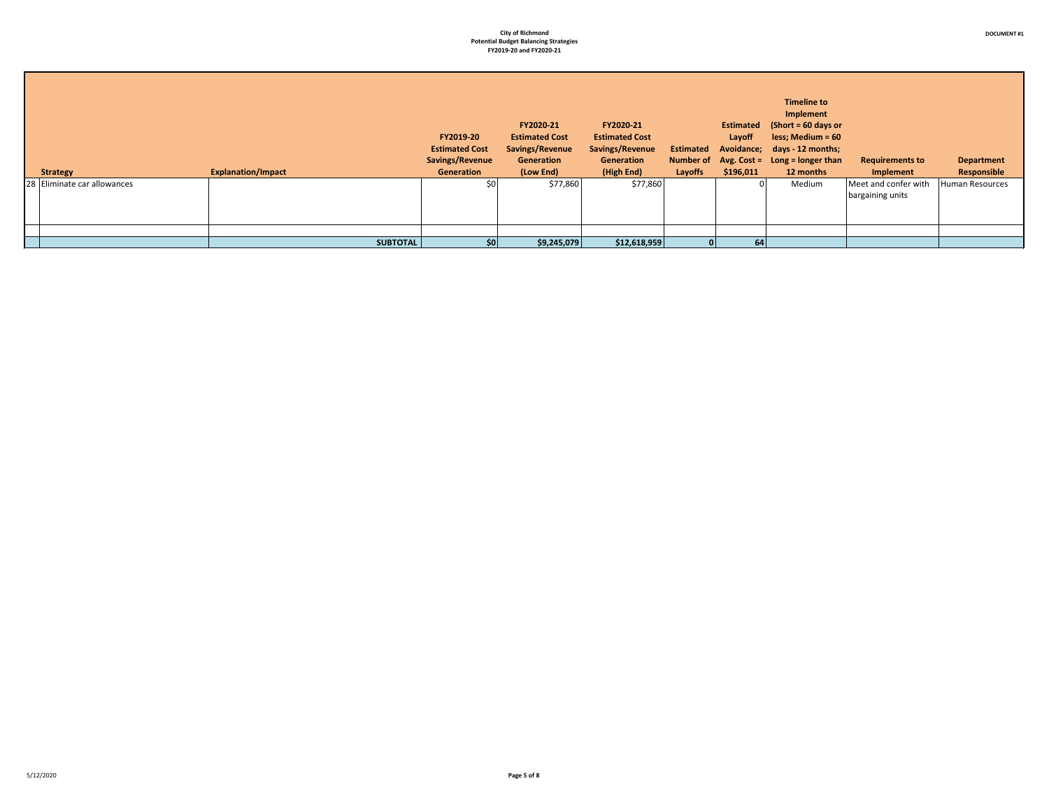**City of Richmond**
**Potential Budget Balancing Strategies**
**FY2019-20 and FY2020-21**

**DOCUMENT #1**

| | Strategy | Explanation/Impact | FY2019-20 Estimated Cost Savings/Revenue Generation | FY2020-21 Estimated Cost Savings/Revenue Generation (Low End) | FY2020-21 Estimated Cost Savings/Revenue Generation (High End) | Estimated Number of Layoffs | Estimated Layoff Avoidance; Avg. Cost = $196,011 | Timeline to Implement (Short = 60 days or less; Medium = 60 days - 12 months; Long = longer than 12 months | Requirements to Implement | Department Responsible |
|---|---|---|---|---|---|---|---|---|---|---|
| 28 | Eliminate car allowances | | $0 | $77,860 | $77,860 | | 0 | Medium | Meet and confer with bargaining units | Human Resources |
| | | | | | | | | | | |
| | | **SUBTOTAL** | **$0** | **$9,245,079** | **$12,618,959** | **0** | **64** | | | |

5/12/2020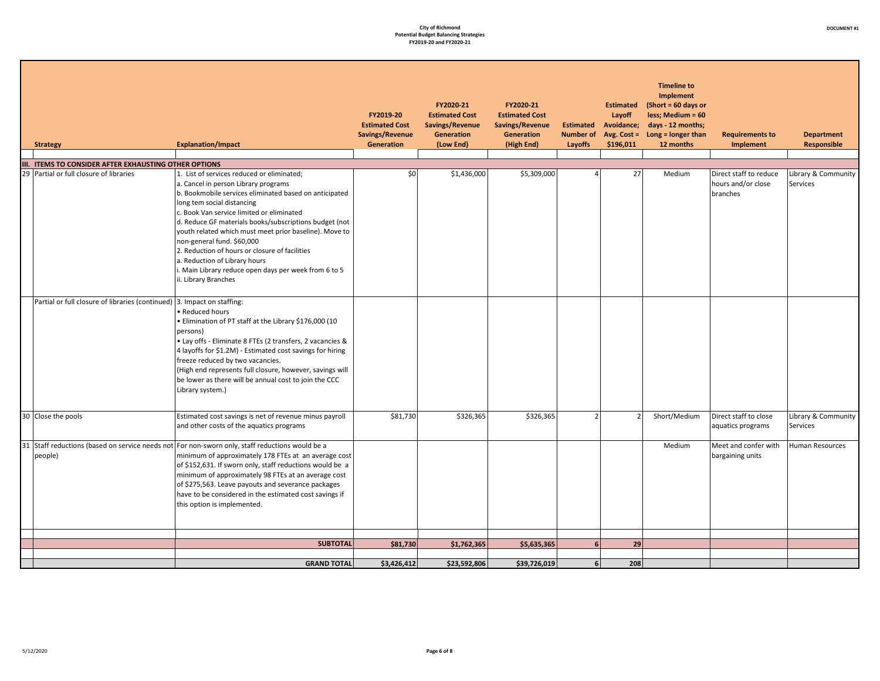**City of Richmond**
**Potential Budget Balancing Strategies**
**FY2019-20 and FY2020-21**

**DOCUMENT #1**

| | Strategy | Explanation/Impact | FY2019-20 Estimated Cost Savings/Revenue Generation | FY2020-21 Estimated Cost Savings/Revenue Generation (Low End) | FY2020-21 Estimated Cost Savings/Revenue Generation (High End) | Estimated Number of Layoffs | Estimated Layoff Avoidance; Avg. Cost = $196,011 | Timeline to Implement (Short = 60 days or less; Medium = 60 days - 12 months; Long = longer than 12 months | Requirements to Implement | Department Responsible |
|---|---|---|---|---|---|---|---|---|---|---|
| **III.** | **ITEMS TO CONSIDER AFTER EXHAUSTING OTHER OPTIONS** | | | | | | | | | |
| 29 | Partial or full closure of libraries | 1. List of services reduced or eliminated;<br>a. Cancel in person Library programs<br>b. Bookmobile services eliminated based on anticipated long tem social distancing<br>c. Book Van service limited or eliminated<br>d. Reduce GF materials books/subscriptions budget (not youth related which must meet prior baseline). Move to non-general fund. $60,000<br>2. Reduction of hours or closure of facilities<br>a. Reduction of Library hours<br>i. Main Library reduce open days per week from 6 to 5<br>ii. Library Branches | $0 | $1,436,000 | $5,309,000 | 4 | 27 | Medium | Direct staff to reduce hours and/or close branches | Library & Community Services |
| | Partial or full closure of libraries (continued) | 3. Impact on staffing:<br>• Reduced hours<br>• Elimination of PT staff at the Library $176,000 (10 persons)<br>• Lay offs - Eliminate 8 FTEs (2 transfers, 2 vacancies & 4 layoffs for $1.2M) - Estimated cost savings for hiring freeze reduced by two vacancies.<br>(High end represents full closure, however, savings will be lower as there will be annual cost to join the CCC Library system.) | | | | | | | | |
| 30 | Close the pools | Estimated cost savings is net of revenue minus payroll and other costs of the aquatics programs | $81,730 | $326,365 | $326,365 | 2 | 2 | Short/Medium | Direct staff to close aquatics programs | Library & Community Services |
| 31 | Staff reductions (based on service needs not people) | For non-sworn only, staff reductions would be a minimum of approximately 178 FTEs at an average cost of $152,631. If sworn only, staff reductions would be a minimum of approximately 98 FTEs at an average cost of $275,563. Leave payouts and severance packages have to be considered in the estimated cost savings if this option is implemented. | | | | | | Medium | Meet and confer with bargaining units | Human Resources |
| | | **SUBTOTAL** | **$81,730** | **$1,762,365** | **$5,635,365** | **6** | **29** | | | |
| | | **GRAND TOTAL** | **$3,426,412** | **$23,592,806** | **$39,726,019** | **6** | **208** | | | |

5/12/2020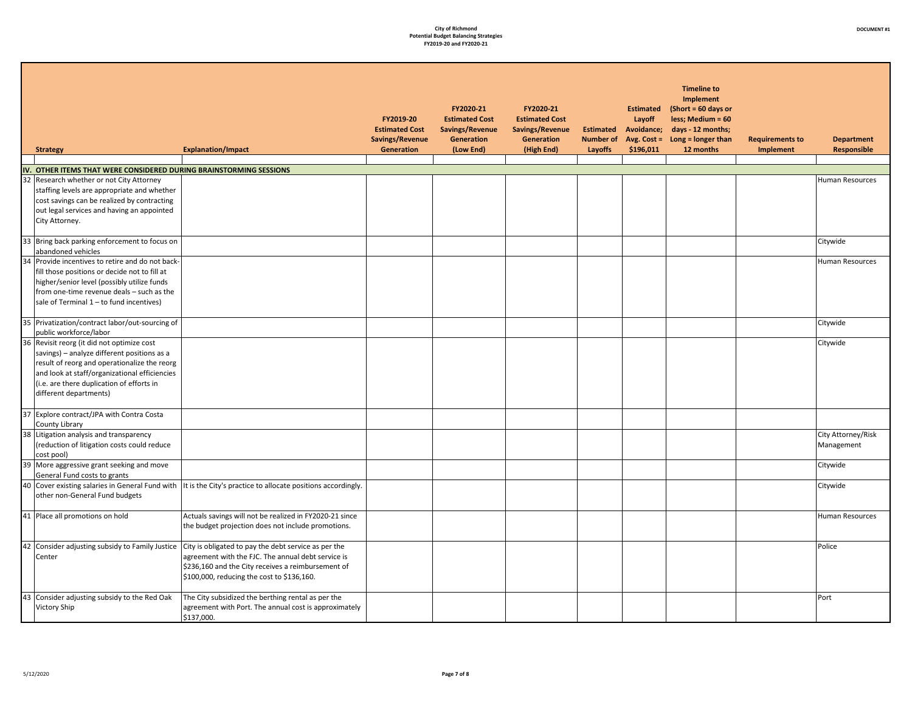**City of Richmond**
**Potential Budget Balancing Strategies**
**FY2019-20 and FY2020-21**

**DOCUMENT #1**

| | Strategy | Explanation/Impact | FY2019-20 Estimated Cost Savings/Revenue Generation | FY2020-21 Estimated Cost Savings/Revenue Generation (Low End) | FY2020-21 Estimated Cost Savings/Revenue Generation (High End) | Estimated Number of Layoffs | Estimated Layoff Avoidance; Avg. Cost = $196,011 | Timeline to Implement (Short = 60 days or less; Medium = 60 days - 12 months; Long = longer than 12 months | Requirements to Implement | Department Responsible |
|---|---|---|---|---|---|---|---|---|---|---|
| **IV.** | **OTHER ITEMS THAT WERE CONSIDERED DURING BRAINSTORMING SESSIONS** | | | | | | | | | |
| 32 | Research whether or not City Attorney staffing levels are appropriate and whether cost savings can be realized by contracting out legal services and having an appointed City Attorney. | | | | | | | | | Human Resources |
| 33 | Bring back parking enforcement to focus on abandoned vehicles | | | | | | | | | Citywide |
| 34 | Provide incentives to retire and do not back-fill those positions or decide not to fill at higher/senior level (possibly utilize funds from one-time revenue deals – such as the sale of Terminal 1 – to fund incentives) | | | | | | | | | Human Resources |
| 35 | Privatization/contract labor/out-sourcing of public workforce/labor | | | | | | | | | Citywide |
| 36 | Revisit reorg (it did not optimize cost savings) – analyze different positions as a result of reorg and operationalize the reorg and look at staff/organizational efficiencies (i.e. are there duplication of efforts in different departments) | | | | | | | | | Citywide |
| 37 | Explore contract/JPA with Contra Costa County Library | | | | | | | | | |
| 38 | Litigation analysis and transparency (reduction of litigation costs could reduce cost pool) | | | | | | | | | City Attorney/Risk Management |
| 39 | More aggressive grant seeking and move General Fund costs to grants | | | | | | | | | Citywide |
| 40 | Cover existing salaries in General Fund with other non-General Fund budgets | It is the City's practice to allocate positions accordingly. | | | | | | | | Citywide |
| 41 | Place all promotions on hold | Actuals savings will not be realized in FY2020-21 since the budget projection does not include promotions. | | | | | | | | Human Resources |
| 42 | Consider adjusting subsidy to Family Justice Center | City is obligated to pay the debt service as per the agreement with the FJC. The annual debt service is $236,160 and the City receives a reimbursement of $100,000, reducing the cost to $136,160. | | | | | | | | Police |
| 43 | Consider adjusting subsidy to the Red Oak Victory Ship | The City subsidized the berthing rental as per the agreement with Port. The annual cost is approximately $137,000. | | | | | | | | Port |

5/12/2020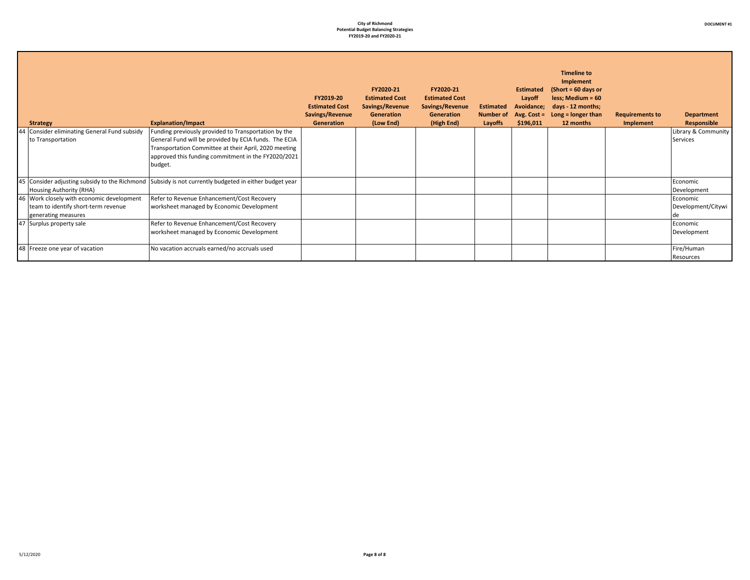| | Strategy | Explanation/Impact | FY2019-20 Estimated Cost Savings/Revenue Generation | FY2020-21 Estimated Cost Savings/Revenue Generation (Low End) | FY2020-21 Estimated Cost Savings/Revenue Generation (High End) | Estimated Number of Layoffs | Estimated Layoff Avoidance; Avg. Cost = $196,011 | Timeline to Implement (Short = 60 days or less; Medium = 60 days - 12 months; Long = longer than 12 months | Requirements to Implement | Department Responsible |
|---|---|---|---|---|---|---|---|---|---|---|
| 44 | Consider eliminating General Fund subsidy to Transportation | Funding previously provided to Transportation by the General Fund will be provided by ECIA funds. The ECIA Transportation Committee at their April, 2020 meeting approved this funding commitment in the FY2020/2021 budget. | | | | | | | | Library & Community Services |
| 45 | Consider adjusting subsidy to the Richmond Housing Authority (RHA) | Subsidy is not currently budgeted in either budget year | | | | | | | | Economic Development |
| 46 | Work closely with economic development team to identify short-term revenue generating measures | Refer to Revenue Enhancement/Cost Recovery worksheet managed by Economic Development | | | | | | | | Economic Development/Citywide |
| 47 | Surplus property sale | Refer to Revenue Enhancement/Cost Recovery worksheet managed by Economic Development | | | | | | | | Economic Development |
| 48 | Freeze one year of vacation | No vacation accruals earned/no accruals used | | | | | | | | Fire/Human Resources |